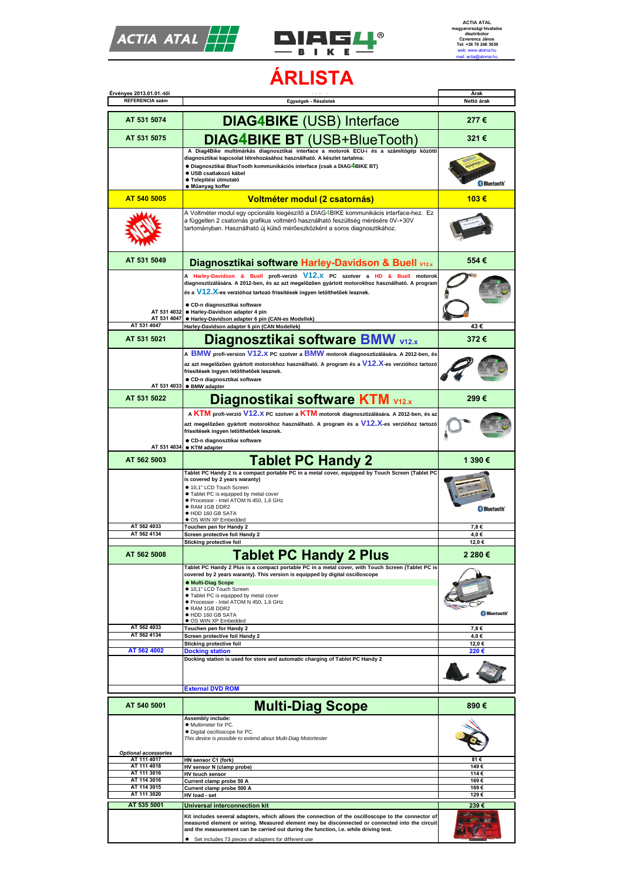ACTIA ATAL
magyarországi hivatalos
disztribútor
Czverenz János
Tel: +36 70 246 3030
web: www.atoma.hu
mail: actia@atoma.hu

# ÁRLISTA

Érvényes 2013.01.01.-től

| REFERENCIA szám | Egységek - Részletek | Árak Nettó árak |
|---|---|---|
| AT 531 5074 | **DIAG4BIKE (USB) Interface** | 277 € |
| AT 531 5075 | **DIAG4BIKE BT (USB+BlueTooth)** | 321 € |
| | A Diag4Bike multimárkás diagnosztikai interface a motorok ECU-i és a számítógép közötti diagnosztikai kapcsolat létrehozásához használható. A készlet tartalma: ● Diagnosztikai BlueTooth kommunikációs interface (csak a DIAG4BIKE BT) ● USB csatlakozó kábel ● Telepítési útmutató ● Műanyag koffer | |
| AT 540 5005 | **Voltméter modul (2 csatornás)** | 103 € |
| NEW | A Voltméter modul egy opcionális kiegészítő a DIAG4BIKE kommunikácis interface-hez. Ez a független 2 csatornás grafikus voltmérő használható feszültség mérésére 0V-+30V tartományban. Használható új külső mérőeszközként a soros diagnosztikához. | |
| AT 531 5049 | **Diagnosztikai software Harley-Davidson & Buell V12.x** | 554 € |
| AT 531 4032<br>AT 531 4047 | A Harley-Davidson & Buell profi-verzió V12.x PC szotver a HD & Buell motorok diagnosztizálására. A 2012-ben, és az azt megelőzően gyártott motorokhoz használható. A program és a V12.X-es verzióhoz tartozó frissítések ingyen letölthetőek lesznek. ● CD-n diagnosztikai software ● Harley-Davidson adapter 4 pin ● Harley-Davidson adapter 6 pin (CAN-es Modellek) | |
| AT 531 4047 | Harley-Davidson adapter 6 pin (CAN Modellek) | 43 € |
| AT 531 5021 | **Diagnosztikai software BMW V12.x** | 372 € |
| AT 531 4033 | A BMW profi-version V12.x PC szotver a BMW motorok diagnosztizálására. A 2012-ben, és az azt megelőzően gyártott motorokhoz használható. A program és a V12.X-es verzióhoz tartozó frissítések ingyen letölthetőek lesznek. ● CD-n diagnosztikai software ● BMW adapter | |
| AT 531 5022 | **Diagnostikai software KTM V12.x** | 299 € |
| AT 531 4034 | A KTM profi-verzió V12.x PC szotver a KTM motorok diagnosztizálására. A 2012-ben, és az azt megelőzően gyártott motorokhoz használható. A program és a V12.X-es verzióhoz tartozó frissítések ingyen letölthetőek lesznek. ● CD-n diagnosztikai software ● KTM adapter | |
| AT 562 5003 | **Tablet PC Handy 2** | 1 390 € |
| | Tablet PC Handy 2 is a compact portable PC in a metal cover, equipped by Touch Screen (Tablet PC is covered by 2 years warranty) ● 10,1" LCD Touch Screen ● Tablet PC is equipped by metal cover ● Processor - Intel ATOM N 450, 1,6 GHz ● RAM 1GB DDR2 ● HDD 160 GB SATA ● OS WIN XP Embedded | |
| AT 562 4033 | Touchen pen for Handy 2 | 7,8 € |
| AT 562 4134 | Screen protective foil Handy 2 | 4,0 € |
| | Sticking protective foil | 12,0 € |
| AT 562 5008 | **Tablet PC Handy 2 Plus** | 2 280 € |
| | Tablet PC Handy 2 Plus is a compact portable PC in a metal cover, with Touch Screen (Tablet PC is covered by 2 years warranty). This version is equipped by digital oscilloscope ● Multi-Diag Scope ● 10,1" LCD Touch Screen ● Tablet PC is equipped by metal cover ● Processor - Intel ATOM N 450, 1,6 GHz ● RAM 1GB DDR2 ● HDD 160 GB SATA ● OS WIN XP Embedded | |
| AT 562 4033 | Touchen pen for Handy 2 | 7,8 € |
| AT 562 4134 | Screen protective foil Handy 2 | 4,0 € |
| | Sticking protective foil | 12,0 € |
| AT 562 4002 | Docking station | 220 € |
| | Docking station is used for store and automatic charging of Tablet PC Handy 2 | |
| | External DVD ROM | |
| AT 540 5001 | **Multi-Diag Scope** | 890 € |
| | Assembly include: ● Multimeter for PC. ● Digital oscilloscope for PC. *This device is possible to extend about Multi-Diag Motortester* | |
| *Optional accessories* | | |
| AT 111 4017 | HN sensor C1 (fork) | 81 € |
| AT 111 4018 | HV sensor N (clamp probe) | 149 € |
| AT 111 3016 | HV touch sensor | 114 € |
| AT 114 3016 | Current clamp probe 50 A | 169 € |
| AT 114 3015 | Current clamp probe 500 A | 169 € |
| AT 111 3020 | HV load - set | 129 € |
| AT 535 5001 | Universal interconnection kit | 239 € |
| | Kit includes several adapters, which allows the connection of the oscilloscope to the connector of measured element or wiring. Measured element mey be disconnected or connected into the circuit and the measurement can be carried out during the function, i.e. while driving test. ● Set includes 73 pieces of adapters for different use | |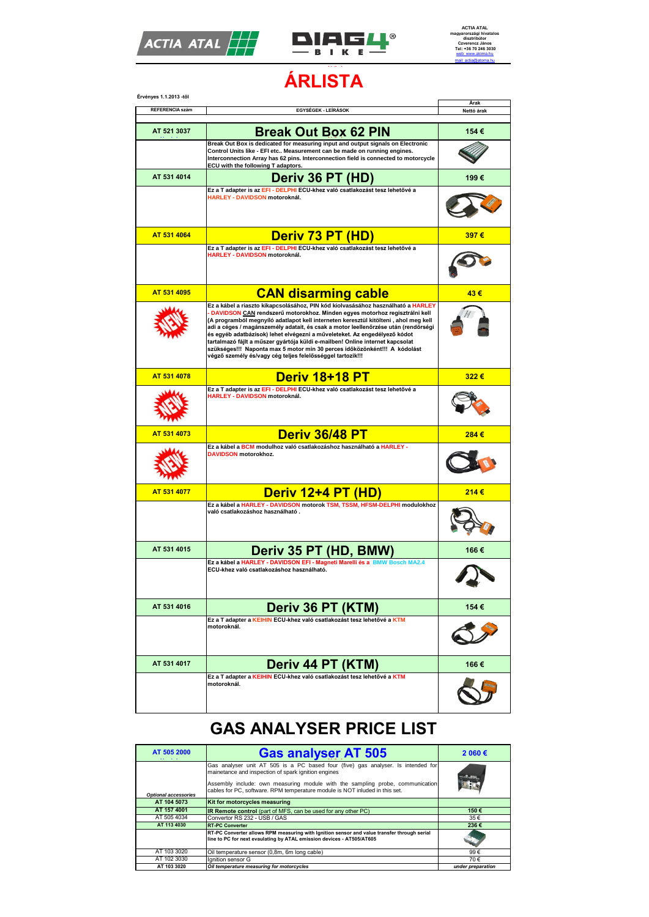ACTIA ATAL magyarországi hivatalos disztribútor
Czverencz János
Tel: +36 70 246 3030
web: www.atoma.hu
mail: actia@atoma.hu

# ÁRLISTA

Érvényes 1.1.2013 -től

| REFERENCIA szám | EGYSÉGEK - LEÍRÁSOK | Árak<br>Nettó árak |
|---|---|---|
| AT 521 3037 | **Break Out Box 62 PIN** | 154 € |
| | Break Out Box is dedicated for measuring input and output signals on Electronic Control Units like - EFI etc.. Measurement can be made on running engines. Interconnection Array has 62 pins. Interconnection field is connected to motorcycle ECU with the following T adaptors. | |
| AT 531 4014 | **Deriv 36 PT (HD)** | 199 € |
| | Ez a T adapter is az EFI - DELPHI ECU-khez való csatlakozást tesz lehetővé a HARLEY - DAVIDSON motoroknál. | |
| AT 531 4064 | **Deriv 73 PT (HD)** | 397 € |
| | Ez a T adapter is az EFI - DELPHI ECU-khez való csatlakozást tesz lehetővé a HARLEY - DAVIDSON motoroknál. | |
| AT 531 4095 | **CAN disarming cable** | 43 € |
| NEW | Ez a kábel a riasztó kikapcsolásához, PIN kód kiolvasásához használható a HARLEY - DAVIDSON CAN rendszerű motorokhoz. Minden egyes motorhoz regisztrálni kell (A programból megnyíló adatlapot kell interneten keresztül kitölteni , ahol meg kell adi a céges / magánszemély adatait, és csak a motor leellenőrzése után (rendőrségi és egyéb adatbázisok) lehet elvégezni a műveleteket. Az engedélyező kódot tartalmazó fájlt a műszer gyártója küldi e-mailben! Online internet kapcsolat szükséges!!! Naponta max 5 motor min 30 perces időközönként!!! A kódolást végző személy és/vagy cég teljes felelősséggel tartozik!!! | |
| AT 531 4078 | **Deriv 18+18 PT** | 322 € |
| NEW | Ez a T adapter is az EFI - DELPHI ECU-khez való csatlakozást tesz lehetővé a HARLEY - DAVIDSON motoroknál. | |
| AT 531 4073 | **Deriv 36/48 PT** | 284 € |
| NEW | Ez a kábel a BCM modulhoz való csatlakozáshoz használható a HARLEY - DAVIDSON motorokhoz. | |
| AT 531 4077 | **Deriv 12+4 PT (HD)** | 214 € |
| | Ez a kábel a HARLEY - DAVIDSON motorok TSM, TSSM, HFSM-DELPHI modulokhoz való csatlakozáshoz használható . | |
| AT 531 4015 | **Deriv 35 PT (HD, BMW)** | 166 € |
| | Ez a kábel a HARLEY - DAVIDSON EFI - Magneti Marelli és a BMW Bosch MA2.4 ECU-khez való csatlakozáshoz használható. | |
| AT 531 4016 | **Deriv 36 PT (KTM)** | 154 € |
| | Ez a T adapter a KEIHIN ECU-khez való csatlakozást tesz lehetővé a KTM motoroknál. | |
| AT 531 4017 | **Deriv 44 PT (KTM)** | 166 € |
| | Ez a T adapter a KEIHIN ECU-khez való csatlakozást tesz lehetővé a KTM motoroknál. | |

# GAS ANALYSER PRICE LIST

| | | |
|---|---|---|
| AT 505 2000 | **Gas analyser AT 505** | 2 060 € |
| *Optional accessories* | Gas analyser unit AT 505 is a PC based four (five) gas analyser. Is intended for mainetance and inspection of spark ignition engines<br>Assembly include: own measuring module with the sampling probe, communication cables for PC, software. RPM temperature module is NOT inluded in this set. | |
| AT 104 5073 | **Kit for motorcycles measuring** | |
| AT 157 4001 | **IR Remote control** (part of MFS, can be used for any other PC) | 150 € |
| AT 505 4034 | Convertor RS 232 - USB / GAS | 35 € |
| AT 113 4030 | **RT-PC Converter** | 236 € |
| | **RT-PC Converter allows RPM measuring with Ignition sensor and value transfer through serial line to PC for next evaluating by ATAL emission devices - AT505/AT605** | |
| AT 103 3020 | Oil temperature sensor (0,8m, 6m long cable) | 99 € |
| AT 102 3030 | Ignition sensor G | 70 € |
| AT 103 3020 | ***Oil temperature measuring for motorcycles*** | *under preparation* |